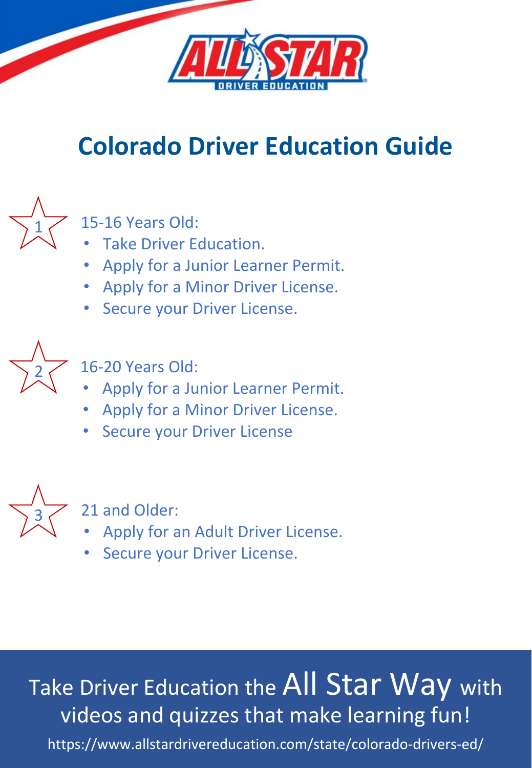# Colorado Driver Education Guide

1. 15-16 Years Old:
   - Take Driver Education.
   - Apply for a Junior Learner Permit.
   - Apply for a Minor Driver License.
   - Secure your Driver License.

2. 16-20 Years Old:
   - Apply for a Junior Learner Permit.
   - Apply for a Minor Driver License.
   - Secure your Driver License

3. 21 and Older:
   - Apply for an Adult Driver License.
   - Secure your Driver License.

Take Driver Education the All Star Way with videos and quizzes that make learning fun!

https://www.allstardrivereducation.com/state/colorado-drivers-ed/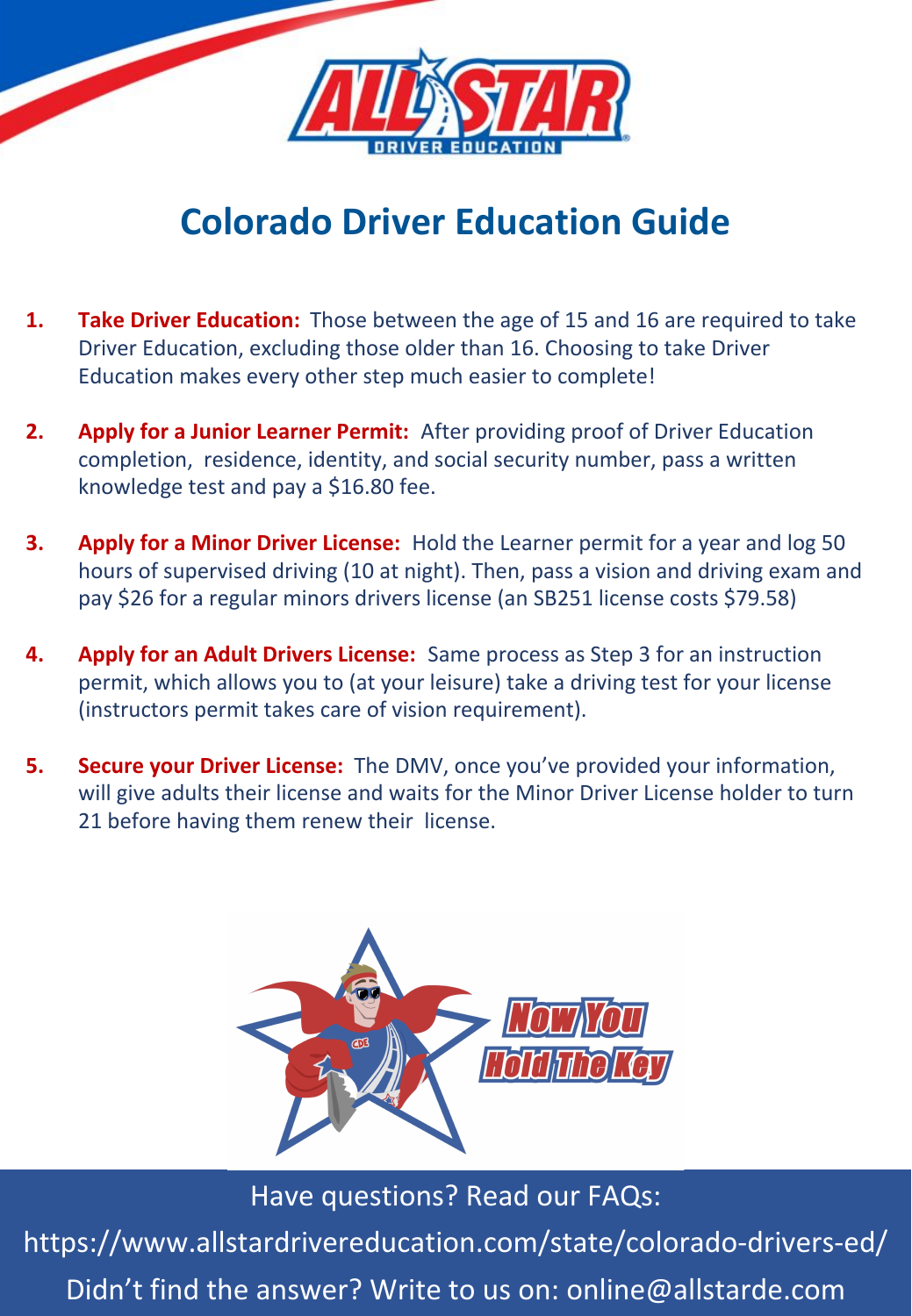# Colorado Driver Education Guide

1. **Take Driver Education:** Those between the age of 15 and 16 are required to take Driver Education, excluding those older than 16. Choosing to take Driver Education makes every other step much easier to complete!

2. **Apply for a Junior Learner Permit:** After providing proof of Driver Education completion, residence, identity, and social security number, pass a written knowledge test and pay a $16.80 fee.

3. **Apply for a Minor Driver License:** Hold the Learner permit for a year and log 50 hours of supervised driving (10 at night). Then, pass a vision and driving exam and pay $26 for a regular minors drivers license (an SB251 license costs $79.58)

4. **Apply for an Adult Drivers License:** Same process as Step 3 for an instruction permit, which allows you to (at your leisure) take a driving test for your license (instructors permit takes care of vision requirement).

5. **Secure your Driver License:** The DMV, once you've provided your information, will give adults their license and waits for the Minor Driver License holder to turn 21 before having them renew their license.

Have questions? Read our FAQs:

https://www.allstardrivereducation.com/state/colorado-drivers-ed/

Didn't find the answer? Write to us on: online@allstarde.com